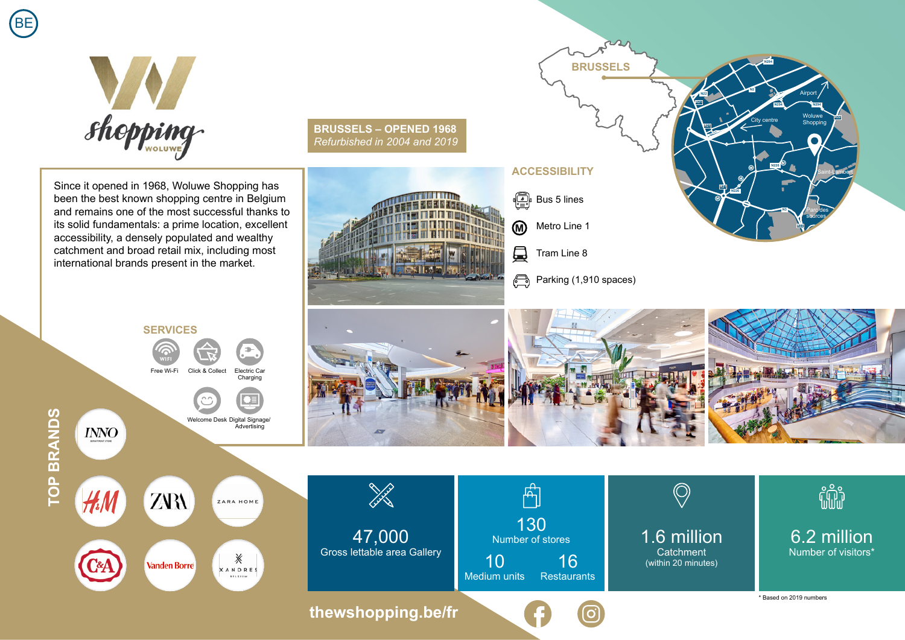BE

# Woluwe Shopping

## BRUSSELS – OPENED 1968

*Refurbished in 2004 and 2019*

Since it opened in 1968, Woluwe Shopping has been the best known shopping centre in Belgium and remains one of the most successful thanks to its solid fundamentals: a prime location, excellent accessibility, a densely populated and wealthy catchment and broad retail mix, including most international brands present in the market.

### ACCESSIBILITY

- Bus 5 lines
- Metro Line 1
- Tram Line 8
- Parking (1,910 spaces)

### SERVICES

- Free Wi-Fi
- Click & Collect
- Electric Car Charging
- Welcome Desk
- Digital Signage/Advertising

### TOP BRANDS

INNO, H&M, ZARA, ZARA HOME, C&A, Vanden Borre, XANDRES

| | | | |
|---|---|---|---|
| **47,000** Gross lettable area Gallery | **130** Number of stores<br>**10** Medium units<br>**16** Restaurants | **1.6 million** Catchment (within 20 minutes) | **6.2 million** Number of visitors* |

\* Based on 2019 numbers

thewshopping.be/fr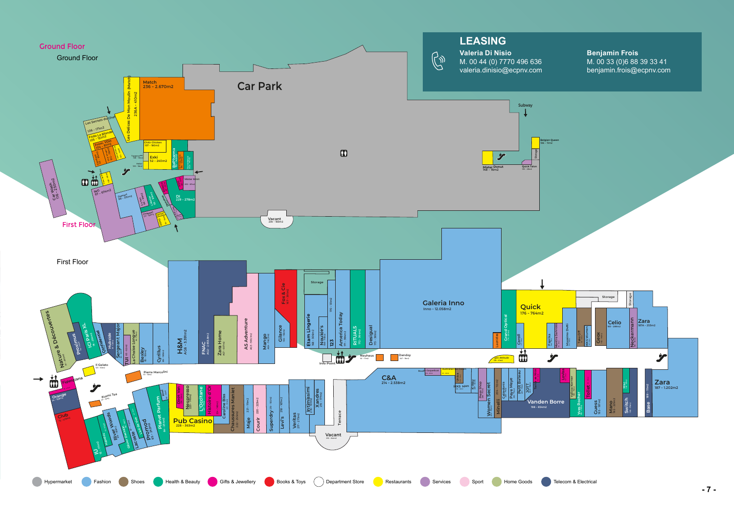## LEASING

**Valeria Di Nisio**
M. 00 44 (0) 7770 496 636
valeria.dinisio@ecpnv.com

**Benjamin Frois**
M. 00 33 (0)6 88 39 33 41
benjamin.frois@ecpnv.com

Ground Floor

Car Park

Match
236 - 2.670m2

Les Délices De Mon Moulin (Match)
236A - 410m2

Les Secrets du Chef
106 - 177m2

Frida La Blonde
105 - 151m2

Chibi Chicken
107 - 180m2

Exki
52 - 240m2

BePharma

Mister Minit

Dammart
98 - 335m2

ING
97 - 674m2

DI
229 - 278m2

Car Wash
118 - 2.520m2

Vacant
234 - 183m2

Subway

Belgian Queen
136 - 11m2

Mister Donut
148 - 18m2

Quick Talon

Storage

First Floor

Nature & Découvertes

Proximus

ICI Paris XL

Confidentiel

Sergeant Major

TUI

La Chaise Longue

Bexley

Cyrillus

H&M

FNAC

Zara Home

AS Adventure

Mango

Fox & Cie

Glance

Storage

Etam Lingerie

Noukie's

123

America Today

RITUALS

Desigual

Galeria Inno
Inno - 12.058m2

Grand Optical

Leonidas

Caroll

Quick
176 - 764m2

Paprika

Massimo Dutti

Take Off

Storage

Celio

Neckermann

Zara
187A - 253m2

Il Gelato

Fiorentiana

Orange

Club

Kusmi Tea

Pierre Marcolini

IU

River Woods

Lacoste

Promod

Planet Parfum

Pub Casino
228 - 363m2

Nespresso

L'Occitane

Histoire d'Or

Caroline Biss

Chaussures Maniet

Maje

Courir

Superdry

Levi's

Veritas

Intimissimi

Xandres

Terrace

Vacant

Info Point

Neuhaus

Dandoy

C&A
214 - 2.538m2

IKKS Men

Women Secret

Minelli

Pepe Meye

Petit Bateau

Vanden Borre
198 - 654m2

Yves Rocher

Toilet

Guess

Mano

Switch

Base

Zara
187 - 1.202m2

Hypermarket | Fashion | Shoes | Health & Beauty | Gifts & Jewellery | Books & Toys | Department Store | Restaurants | Services | Sport | Home Goods | Telecom & Electrical